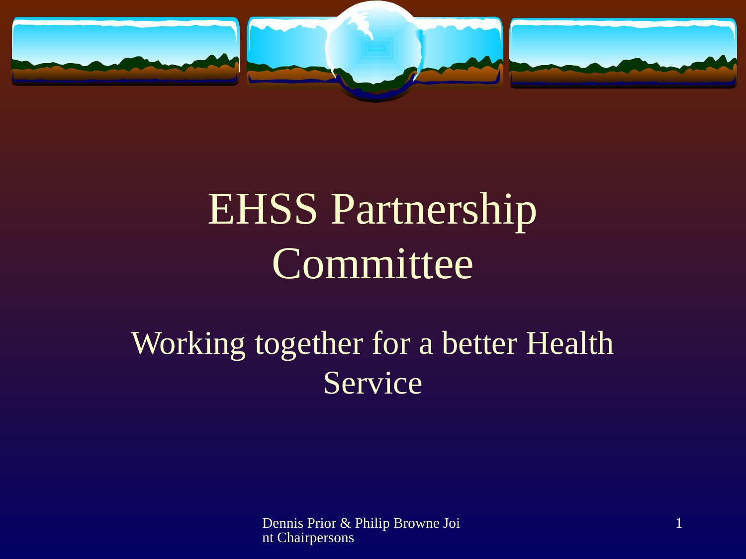# EHSS Partnership Committee

## Working together for a better Health Service

Dennis Prior & Philip Browne Joint Chairpersons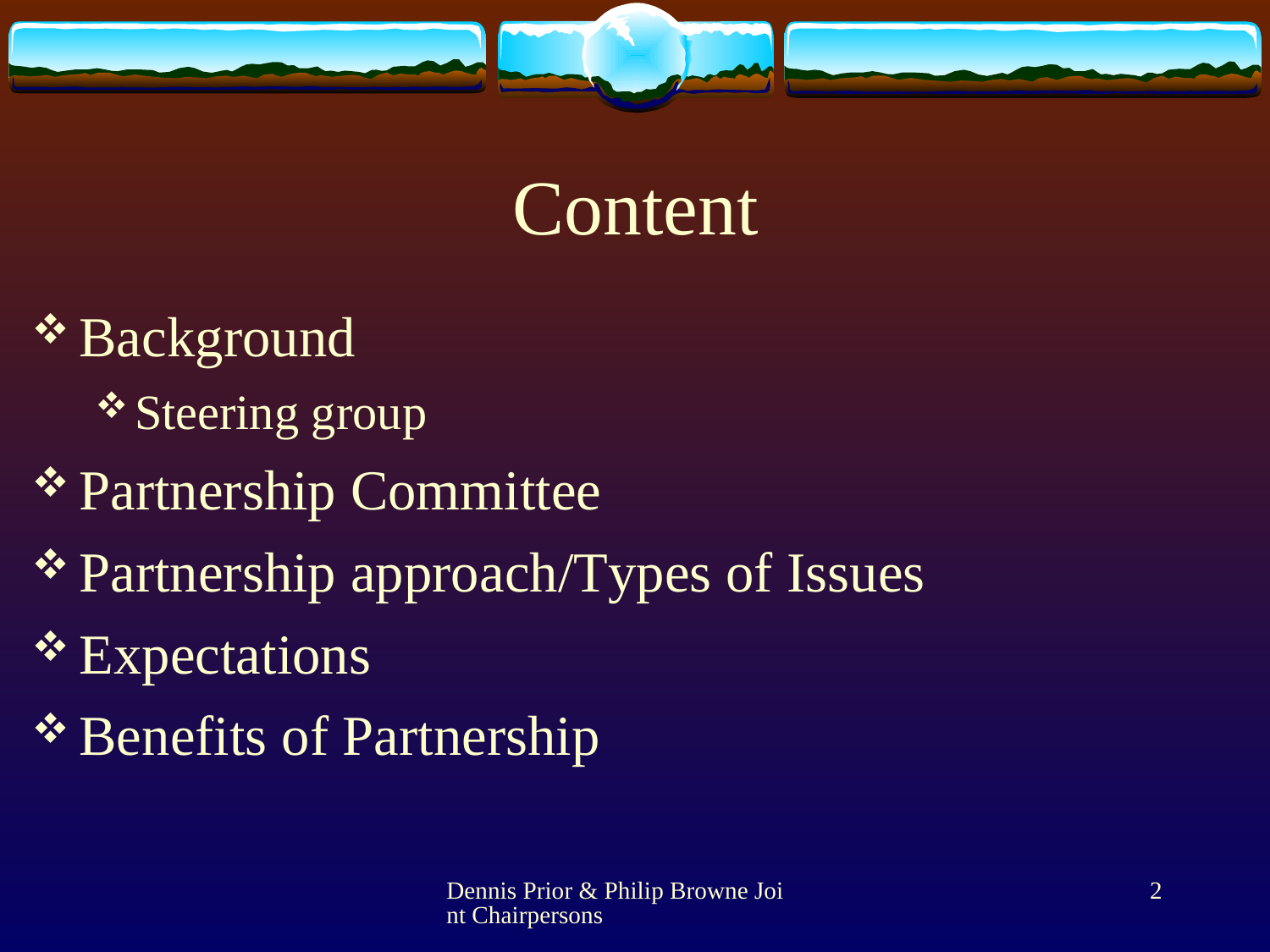# Content

- Background
  - Steering group
- Partnership Committee
- Partnership approach/Types of Issues
- Expectations
- Benefits of Partnership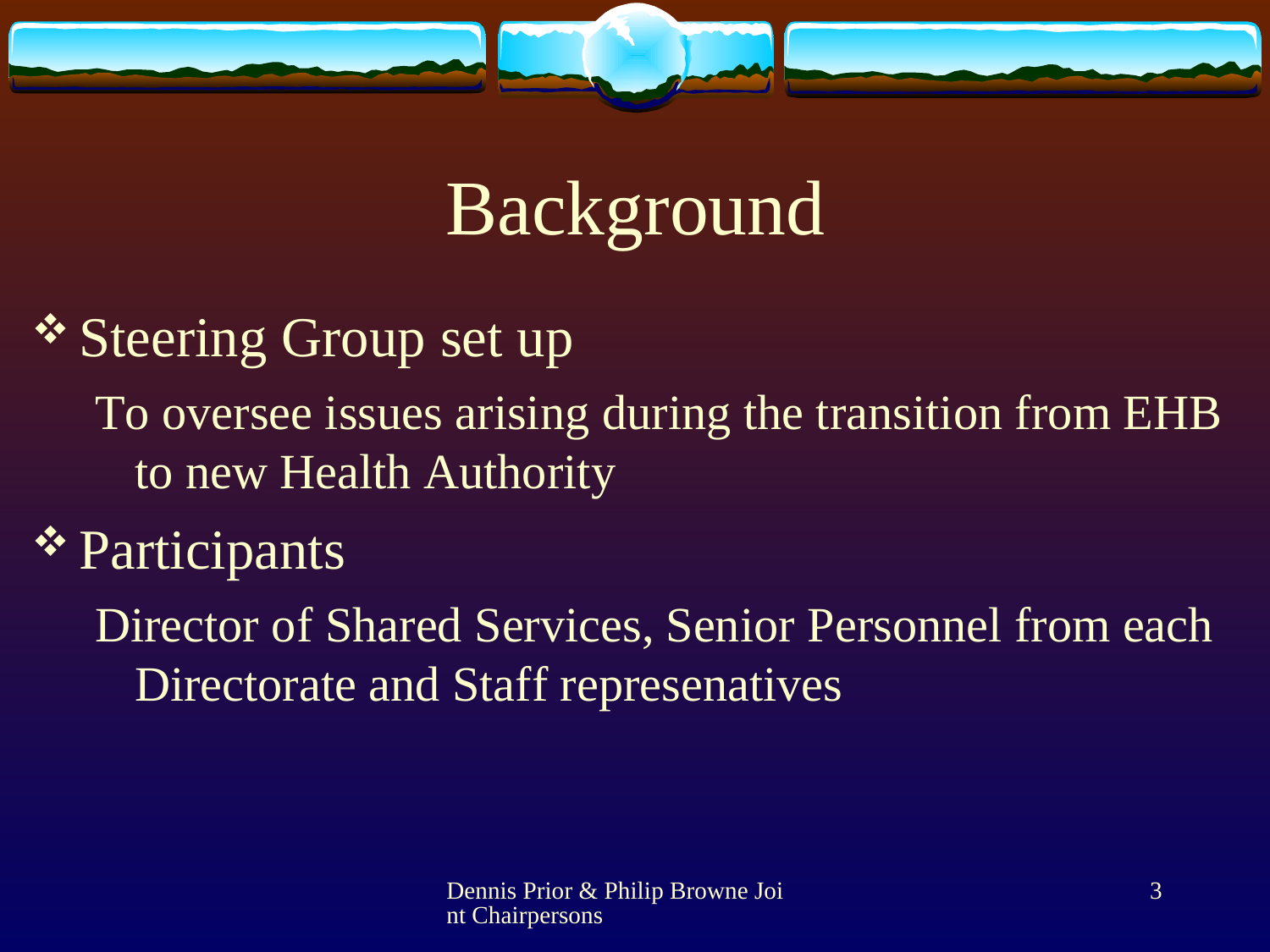# Background

- Steering Group set up
  - To oversee issues arising during the transition from EHB to new Health Authority
- Participants
  - Director of Shared Services, Senior Personnel from each Directorate and Staff represenatives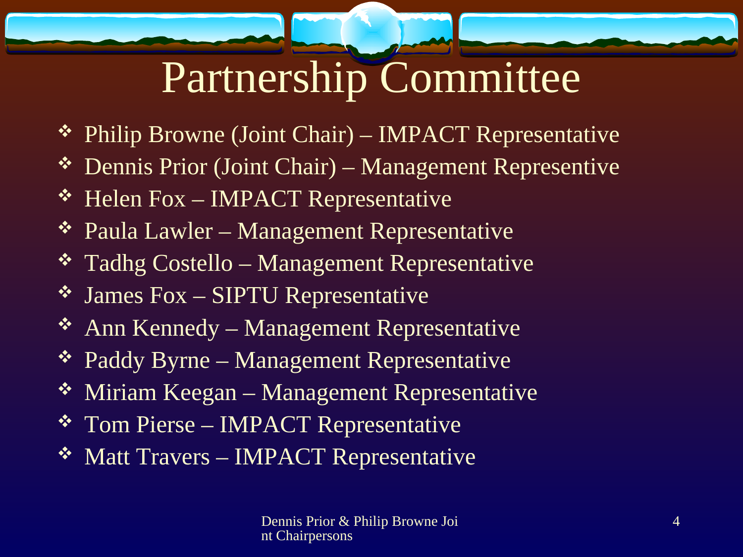# Partnership Committee

- Philip Browne (Joint Chair) – IMPACT Representative
- Dennis Prior (Joint Chair) – Management Representive
- Helen Fox – IMPACT Representative
- Paula Lawler – Management Representative
- Tadhg Costello – Management Representative
- James Fox – SIPTU Representative
- Ann Kennedy – Management Representative
- Paddy Byrne – Management Representative
- Miriam Keegan – Management Representative
- Tom Pierse – IMPACT Representative
- Matt Travers – IMPACT Representative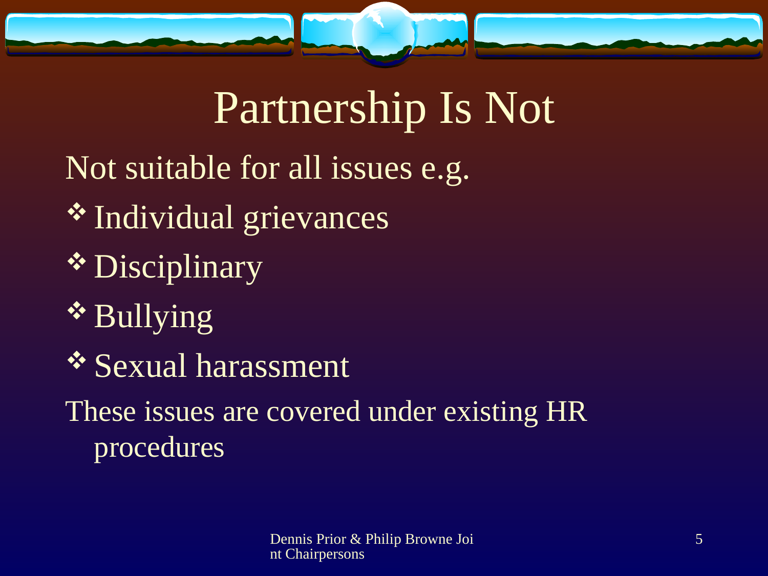# Partnership Is Not

Not suitable for all issues e.g.

- Individual grievances
- Disciplinary
- Bullying
- Sexual harassment

These issues are covered under existing HR procedures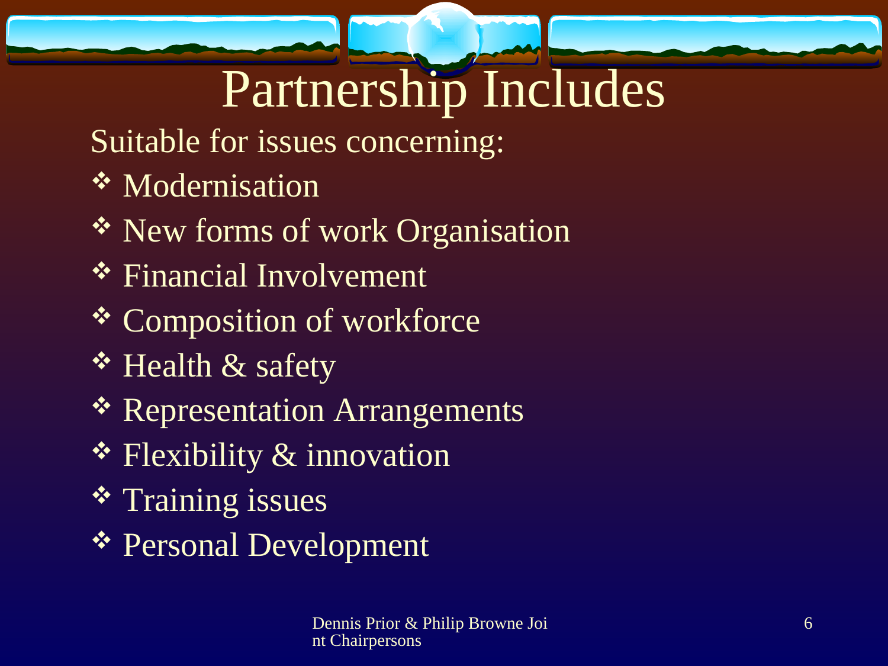# Partnership Includes

Suitable for issues concerning:

- Modernisation
- New forms of work Organisation
- Financial Involvement
- Composition of workforce
- Health & safety
- Representation Arrangements
- Flexibility & innovation
- Training issues
- Personal Development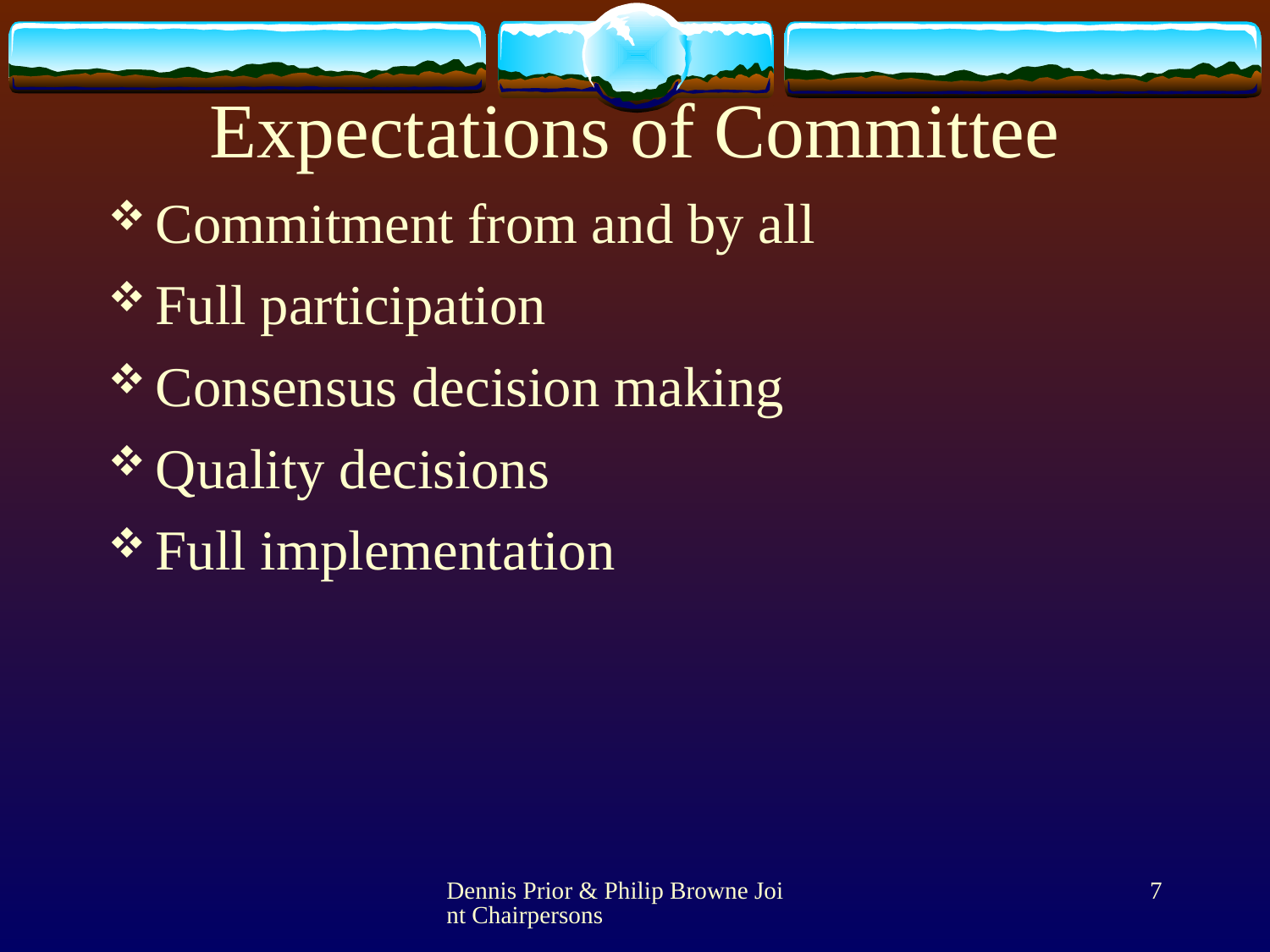# Expectations of Committee

- Commitment from and by all
- Full participation
- Consensus decision making
- Quality decisions
- Full implementation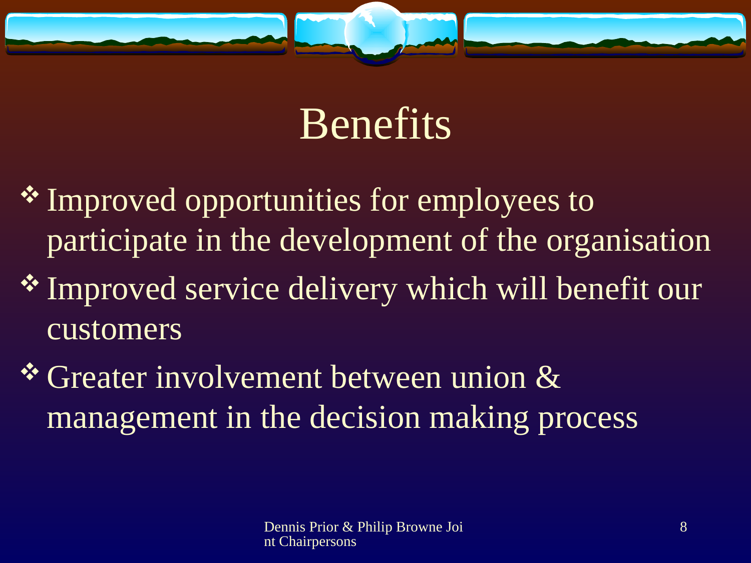# Benefits

- Improved opportunities for employees to participate in the development of the organisation
- Improved service delivery which will benefit our customers
- Greater involvement between union & management in the decision making process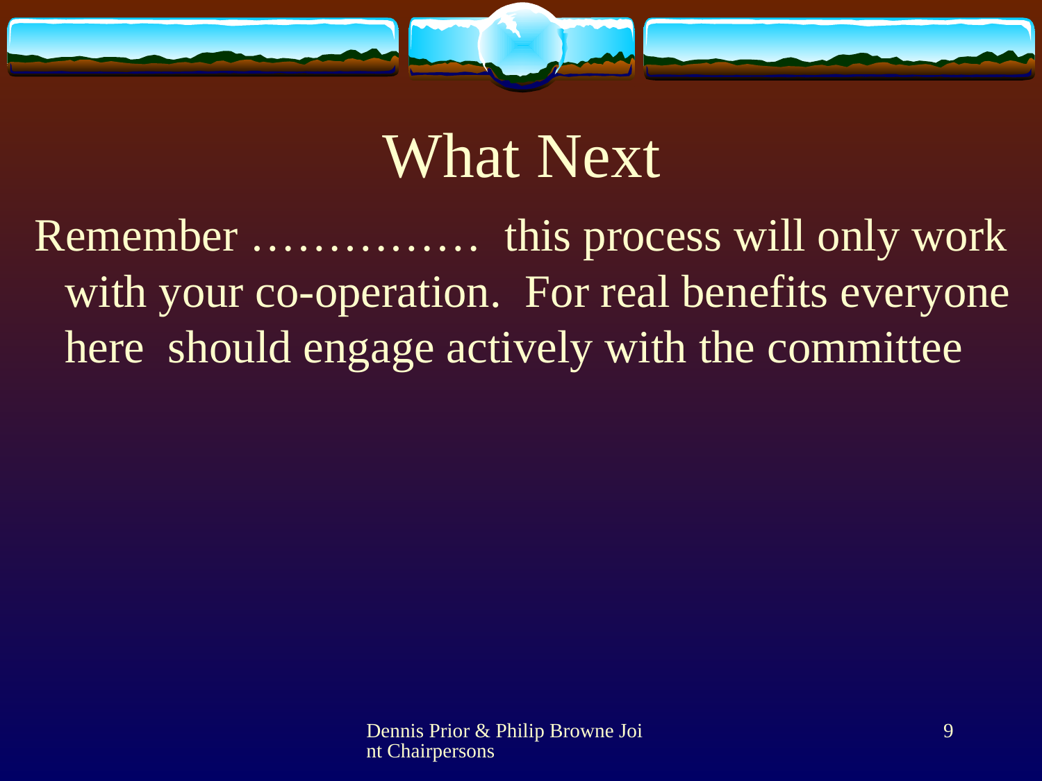# What Next

Remember …………… this process will only work with your co-operation. For real benefits everyone here should engage actively with the committee